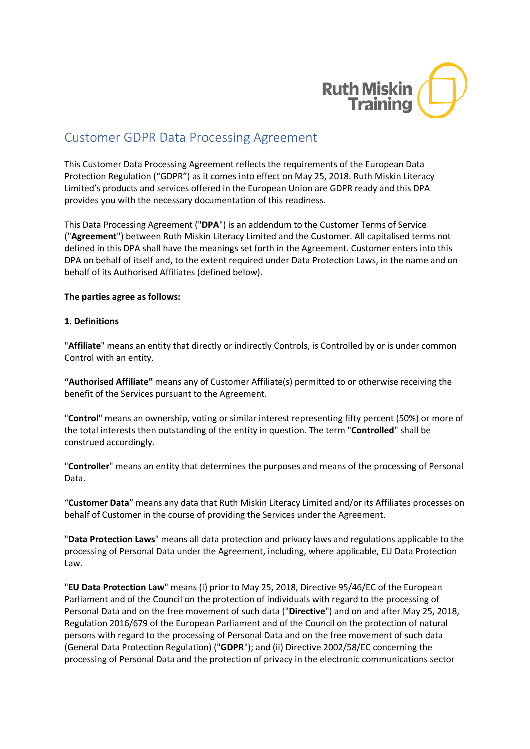# Customer GDPR Data Processing Agreement

This Customer Data Processing Agreement reflects the requirements of the European Data Protection Regulation ("GDPR") as it comes into effect on May 25, 2018. Ruth Miskin Literacy Limited's products and services offered in the European Union are GDPR ready and this DPA provides you with the necessary documentation of this readiness.

This Data Processing Agreement ("**DPA**") is an addendum to the Customer Terms of Service ("**Agreement**") between Ruth Miskin Literacy Limited and the Customer. All capitalised terms not defined in this DPA shall have the meanings set forth in the Agreement. Customer enters into this DPA on behalf of itself and, to the extent required under Data Protection Laws, in the name and on behalf of its Authorised Affiliates (defined below).

**The parties agree as follows:**

**1. Definitions**

"**Affiliate**" means an entity that directly or indirectly Controls, is Controlled by or is under common Control with an entity.

**"Authorised Affiliate"** means any of Customer Affiliate(s) permitted to or otherwise receiving the benefit of the Services pursuant to the Agreement.

"**Control**" means an ownership, voting or similar interest representing fifty percent (50%) or more of the total interests then outstanding of the entity in question. The term "**Controlled**" shall be construed accordingly.

"**Controller**" means an entity that determines the purposes and means of the processing of Personal Data.

"**Customer Data**" means any data that Ruth Miskin Literacy Limited and/or its Affiliates processes on behalf of Customer in the course of providing the Services under the Agreement.

"**Data Protection Laws**" means all data protection and privacy laws and regulations applicable to the processing of Personal Data under the Agreement, including, where applicable, EU Data Protection Law.

"**EU Data Protection Law**" means (i) prior to May 25, 2018, Directive 95/46/EC of the European Parliament and of the Council on the protection of individuals with regard to the processing of Personal Data and on the free movement of such data ("**Directive**") and on and after May 25, 2018, Regulation 2016/679 of the European Parliament and of the Council on the protection of natural persons with regard to the processing of Personal Data and on the free movement of such data (General Data Protection Regulation) ("**GDPR**"); and (ii) Directive 2002/58/EC concerning the processing of Personal Data and the protection of privacy in the electronic communications sector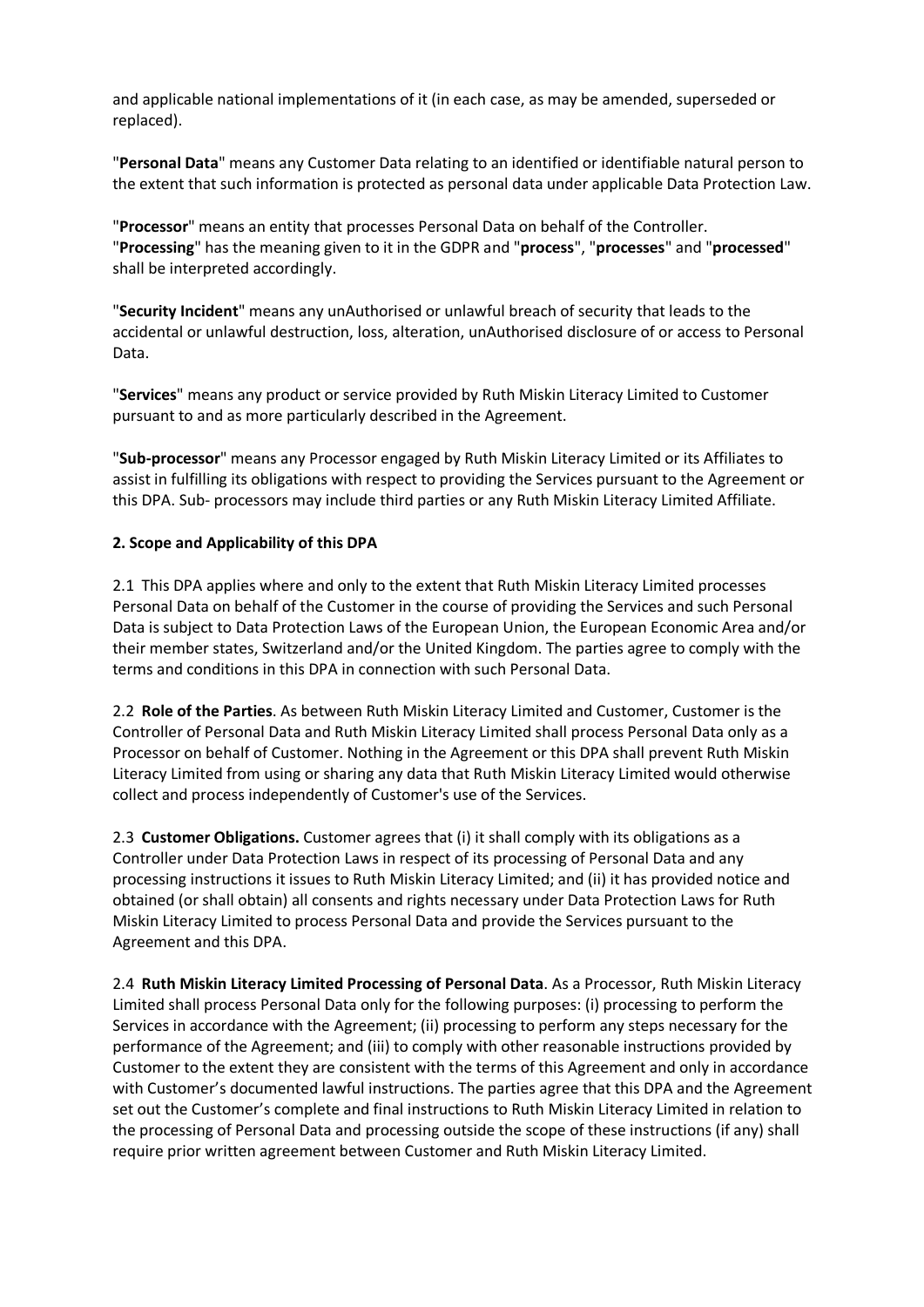and applicable national implementations of it (in each case, as may be amended, superseded or replaced).

"**Personal Data**" means any Customer Data relating to an identified or identifiable natural person to the extent that such information is protected as personal data under applicable Data Protection Law.

"**Processor**" means an entity that processes Personal Data on behalf of the Controller. "**Processing**" has the meaning given to it in the GDPR and "**process**", "**processes**" and "**processed**" shall be interpreted accordingly.

"**Security Incident**" means any unAuthorised or unlawful breach of security that leads to the accidental or unlawful destruction, loss, alteration, unAuthorised disclosure of or access to Personal Data.

"**Services**" means any product or service provided by Ruth Miskin Literacy Limited to Customer pursuant to and as more particularly described in the Agreement.

"**Sub-processor**" means any Processor engaged by Ruth Miskin Literacy Limited or its Affiliates to assist in fulfilling its obligations with respect to providing the Services pursuant to the Agreement or this DPA. Sub- processors may include third parties or any Ruth Miskin Literacy Limited Affiliate.

**2. Scope and Applicability of this DPA**

2.1 This DPA applies where and only to the extent that Ruth Miskin Literacy Limited processes Personal Data on behalf of the Customer in the course of providing the Services and such Personal Data is subject to Data Protection Laws of the European Union, the European Economic Area and/or their member states, Switzerland and/or the United Kingdom. The parties agree to comply with the terms and conditions in this DPA in connection with such Personal Data.

2.2 **Role of the Parties**. As between Ruth Miskin Literacy Limited and Customer, Customer is the Controller of Personal Data and Ruth Miskin Literacy Limited shall process Personal Data only as a Processor on behalf of Customer. Nothing in the Agreement or this DPA shall prevent Ruth Miskin Literacy Limited from using or sharing any data that Ruth Miskin Literacy Limited would otherwise collect and process independently of Customer's use of the Services.

2.3 **Customer Obligations.** Customer agrees that (i) it shall comply with its obligations as a Controller under Data Protection Laws in respect of its processing of Personal Data and any processing instructions it issues to Ruth Miskin Literacy Limited; and (ii) it has provided notice and obtained (or shall obtain) all consents and rights necessary under Data Protection Laws for Ruth Miskin Literacy Limited to process Personal Data and provide the Services pursuant to the Agreement and this DPA.

2.4 **Ruth Miskin Literacy Limited Processing of Personal Data**. As a Processor, Ruth Miskin Literacy Limited shall process Personal Data only for the following purposes: (i) processing to perform the Services in accordance with the Agreement; (ii) processing to perform any steps necessary for the performance of the Agreement; and (iii) to comply with other reasonable instructions provided by Customer to the extent they are consistent with the terms of this Agreement and only in accordance with Customer's documented lawful instructions. The parties agree that this DPA and the Agreement set out the Customer's complete and final instructions to Ruth Miskin Literacy Limited in relation to the processing of Personal Data and processing outside the scope of these instructions (if any) shall require prior written agreement between Customer and Ruth Miskin Literacy Limited.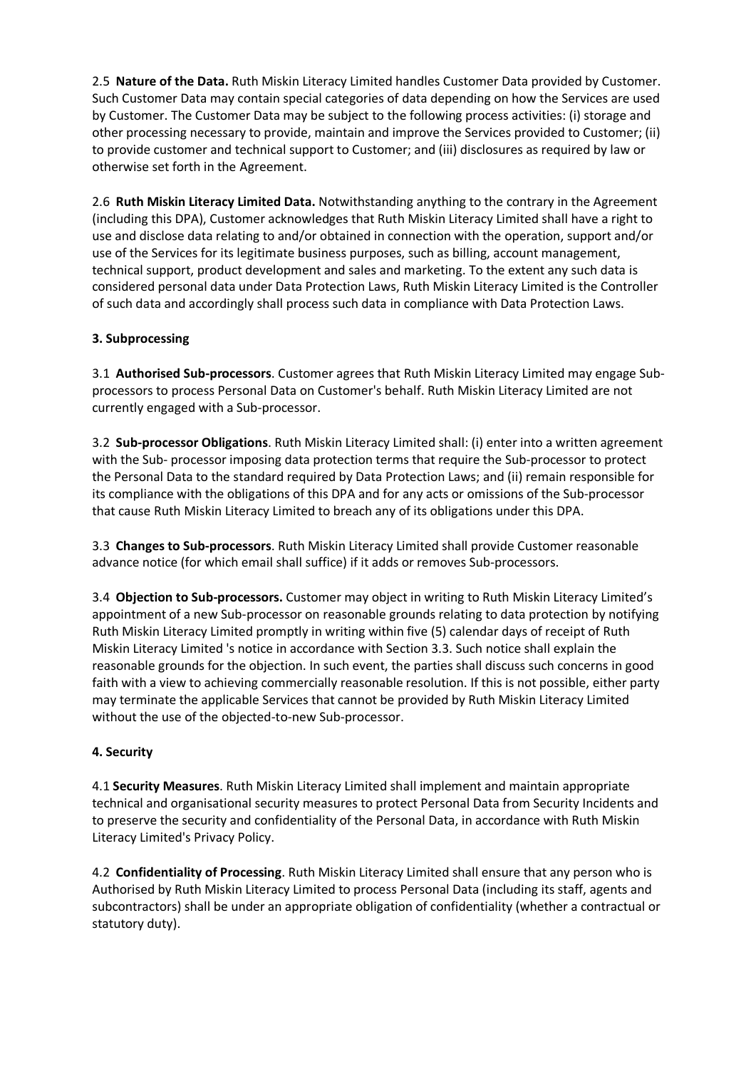2.5 **Nature of the Data.** Ruth Miskin Literacy Limited handles Customer Data provided by Customer. Such Customer Data may contain special categories of data depending on how the Services are used by Customer. The Customer Data may be subject to the following process activities: (i) storage and other processing necessary to provide, maintain and improve the Services provided to Customer; (ii) to provide customer and technical support to Customer; and (iii) disclosures as required by law or otherwise set forth in the Agreement.

2.6 **Ruth Miskin Literacy Limited Data.** Notwithstanding anything to the contrary in the Agreement (including this DPA), Customer acknowledges that Ruth Miskin Literacy Limited shall have a right to use and disclose data relating to and/or obtained in connection with the operation, support and/or use of the Services for its legitimate business purposes, such as billing, account management, technical support, product development and sales and marketing. To the extent any such data is considered personal data under Data Protection Laws, Ruth Miskin Literacy Limited is the Controller of such data and accordingly shall process such data in compliance with Data Protection Laws.

### 3. Subprocessing

3.1 **Authorised Sub-processors**. Customer agrees that Ruth Miskin Literacy Limited may engage Sub-processors to process Personal Data on Customer's behalf. Ruth Miskin Literacy Limited are not currently engaged with a Sub-processor.

3.2 **Sub-processor Obligations**. Ruth Miskin Literacy Limited shall: (i) enter into a written agreement with the Sub- processor imposing data protection terms that require the Sub-processor to protect the Personal Data to the standard required by Data Protection Laws; and (ii) remain responsible for its compliance with the obligations of this DPA and for any acts or omissions of the Sub-processor that cause Ruth Miskin Literacy Limited to breach any of its obligations under this DPA.

3.3 **Changes to Sub-processors**. Ruth Miskin Literacy Limited shall provide Customer reasonable advance notice (for which email shall suffice) if it adds or removes Sub-processors.

3.4 **Objection to Sub-processors.** Customer may object in writing to Ruth Miskin Literacy Limited's appointment of a new Sub-processor on reasonable grounds relating to data protection by notifying Ruth Miskin Literacy Limited promptly in writing within five (5) calendar days of receipt of Ruth Miskin Literacy Limited 's notice in accordance with Section 3.3. Such notice shall explain the reasonable grounds for the objection. In such event, the parties shall discuss such concerns in good faith with a view to achieving commercially reasonable resolution. If this is not possible, either party may terminate the applicable Services that cannot be provided by Ruth Miskin Literacy Limited without the use of the objected-to-new Sub-processor.

### 4. Security

4.1 **Security Measures**. Ruth Miskin Literacy Limited shall implement and maintain appropriate technical and organisational security measures to protect Personal Data from Security Incidents and to preserve the security and confidentiality of the Personal Data, in accordance with Ruth Miskin Literacy Limited's Privacy Policy.

4.2 **Confidentiality of Processing**. Ruth Miskin Literacy Limited shall ensure that any person who is Authorised by Ruth Miskin Literacy Limited to process Personal Data (including its staff, agents and subcontractors) shall be under an appropriate obligation of confidentiality (whether a contractual or statutory duty).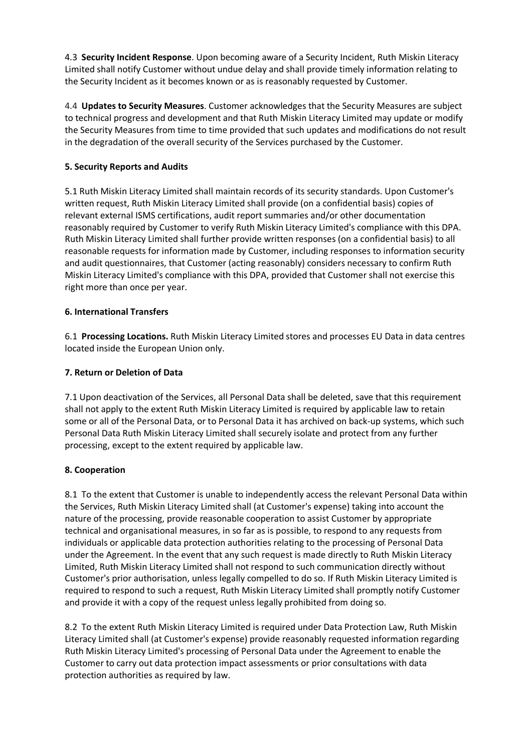4.3 **Security Incident Response**. Upon becoming aware of a Security Incident, Ruth Miskin Literacy Limited shall notify Customer without undue delay and shall provide timely information relating to the Security Incident as it becomes known or as is reasonably requested by Customer.

4.4 **Updates to Security Measures**. Customer acknowledges that the Security Measures are subject to technical progress and development and that Ruth Miskin Literacy Limited may update or modify the Security Measures from time to time provided that such updates and modifications do not result in the degradation of the overall security of the Services purchased by the Customer.

### 5. Security Reports and Audits

5.1 Ruth Miskin Literacy Limited shall maintain records of its security standards. Upon Customer's written request, Ruth Miskin Literacy Limited shall provide (on a confidential basis) copies of relevant external ISMS certifications, audit report summaries and/or other documentation reasonably required by Customer to verify Ruth Miskin Literacy Limited's compliance with this DPA. Ruth Miskin Literacy Limited shall further provide written responses (on a confidential basis) to all reasonable requests for information made by Customer, including responses to information security and audit questionnaires, that Customer (acting reasonably) considers necessary to confirm Ruth Miskin Literacy Limited's compliance with this DPA, provided that Customer shall not exercise this right more than once per year.

### 6. International Transfers

6.1 **Processing Locations.** Ruth Miskin Literacy Limited stores and processes EU Data in data centres located inside the European Union only.

### 7. Return or Deletion of Data

7.1 Upon deactivation of the Services, all Personal Data shall be deleted, save that this requirement shall not apply to the extent Ruth Miskin Literacy Limited is required by applicable law to retain some or all of the Personal Data, or to Personal Data it has archived on back-up systems, which such Personal Data Ruth Miskin Literacy Limited shall securely isolate and protect from any further processing, except to the extent required by applicable law.

### 8. Cooperation

8.1 To the extent that Customer is unable to independently access the relevant Personal Data within the Services, Ruth Miskin Literacy Limited shall (at Customer's expense) taking into account the nature of the processing, provide reasonable cooperation to assist Customer by appropriate technical and organisational measures, in so far as is possible, to respond to any requests from individuals or applicable data protection authorities relating to the processing of Personal Data under the Agreement. In the event that any such request is made directly to Ruth Miskin Literacy Limited, Ruth Miskin Literacy Limited shall not respond to such communication directly without Customer's prior authorisation, unless legally compelled to do so. If Ruth Miskin Literacy Limited is required to respond to such a request, Ruth Miskin Literacy Limited shall promptly notify Customer and provide it with a copy of the request unless legally prohibited from doing so.

8.2 To the extent Ruth Miskin Literacy Limited is required under Data Protection Law, Ruth Miskin Literacy Limited shall (at Customer's expense) provide reasonably requested information regarding Ruth Miskin Literacy Limited's processing of Personal Data under the Agreement to enable the Customer to carry out data protection impact assessments or prior consultations with data protection authorities as required by law.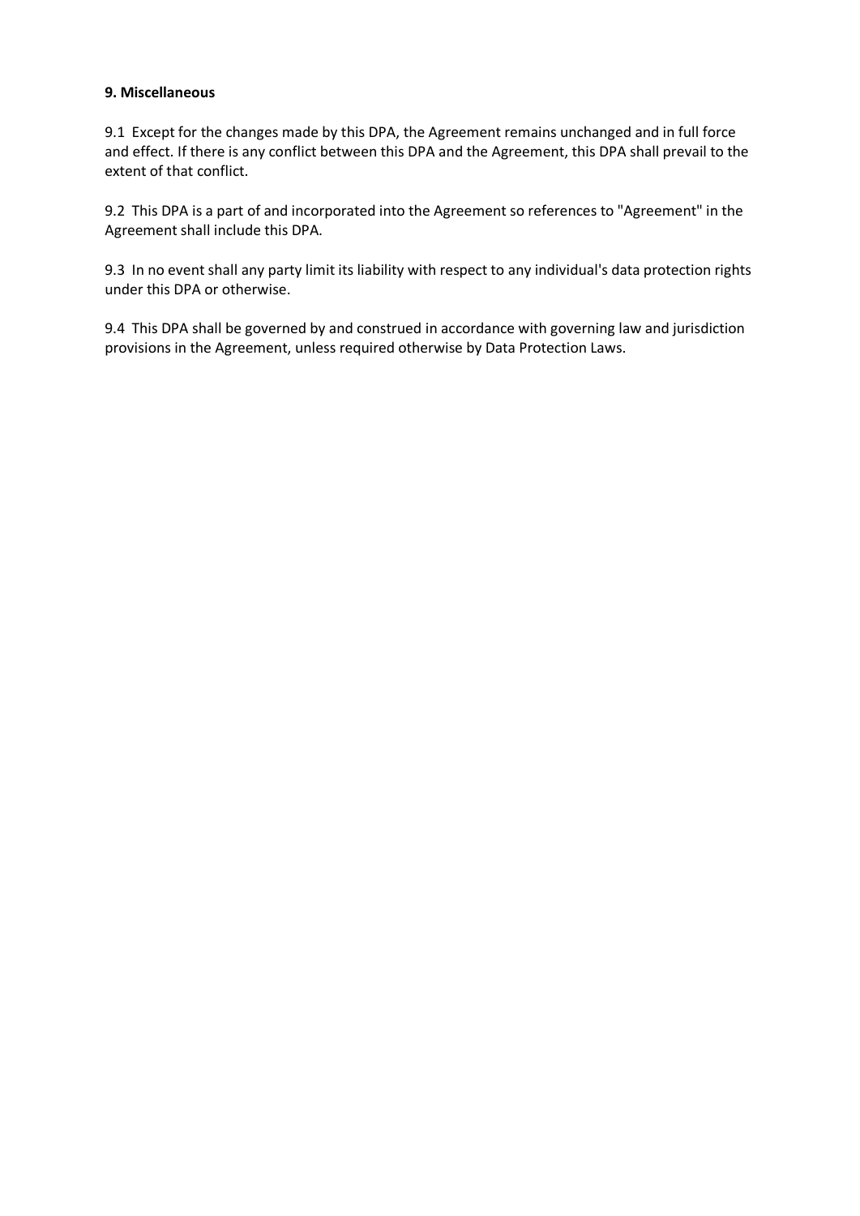**9. Miscellaneous**

9.1 Except for the changes made by this DPA, the Agreement remains unchanged and in full force and effect. If there is any conflict between this DPA and the Agreement, this DPA shall prevail to the extent of that conflict.

9.2 This DPA is a part of and incorporated into the Agreement so references to "Agreement" in the Agreement shall include this DPA.

9.3 In no event shall any party limit its liability with respect to any individual's data protection rights under this DPA or otherwise.

9.4 This DPA shall be governed by and construed in accordance with governing law and jurisdiction provisions in the Agreement, unless required otherwise by Data Protection Laws.